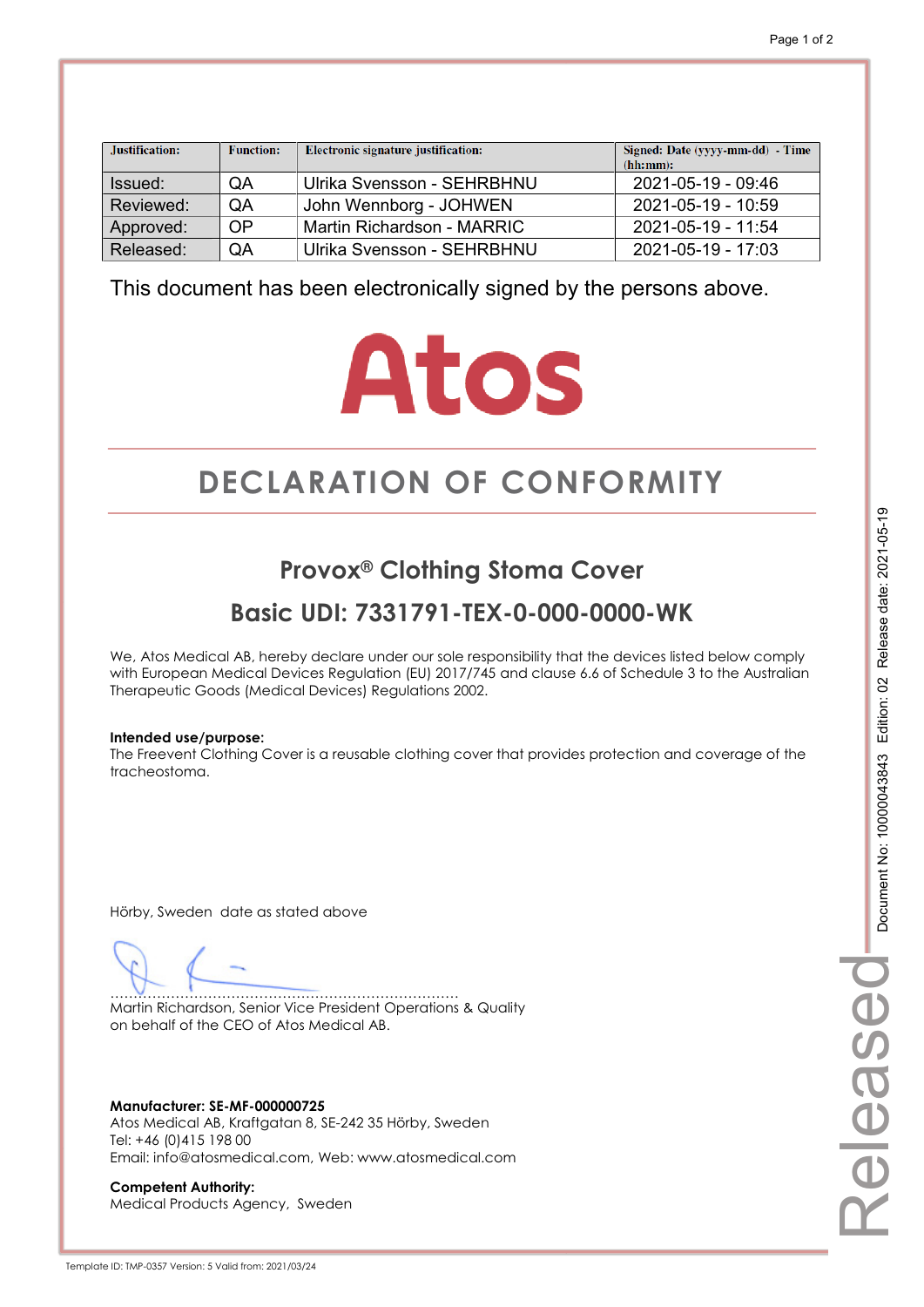| Justification: | Function: | Electronic signature justification: | Signed: Date (yyyy-mm-dd) - Time (hh:mm): |
|---|---|---|---|
| Issued: | QA | Ulrika Svensson - SEHRBHNU | 2021-05-19 - 09:46 |
| Reviewed: | QA | John Wennborg - JOHWEN | 2021-05-19 - 10:59 |
| Approved: | OP | Martin Richardson - MARRIC | 2021-05-19 - 11:54 |
| Released: | QA | Ulrika Svensson - SEHRBHNU | 2021-05-19 - 17:03 |

This document has been electronically signed by the persons above.

Atos

# DECLARATION OF CONFORMITY

## Provox® Clothing Stoma Cover

## Basic UDI: 7331791-TEX-0-000-0000-WK

We, Atos Medical AB, hereby declare under our sole responsibility that the devices listed below comply with European Medical Devices Regulation (EU) 2017/745 and clause 6.6 of Schedule 3 to the Australian Therapeutic Goods (Medical Devices) Regulations 2002.

**Intended use/purpose:**
The Freevent Clothing Cover is a reusable clothing cover that provides protection and coverage of the tracheostoma.

Hörby, Sweden date as stated above

..........................................................................
Martin Richardson, Senior Vice President Operations & Quality
on behalf of the CEO of Atos Medical AB.

**Manufacturer: SE-MF-000000725**
Atos Medical AB, Kraftgatan 8, SE-242 35 Hörby, Sweden
Tel: +46 (0)415 198 00
Email: info@atosmedical.com, Web: www.atosmedical.com

**Competent Authority:**
Medical Products Agency, Sweden

Document No: 1000043843 Edition: 02 Release date: 2021-05-19

Released

Template ID: TMP-0357 Version: 5 Valid from: 2021/03/24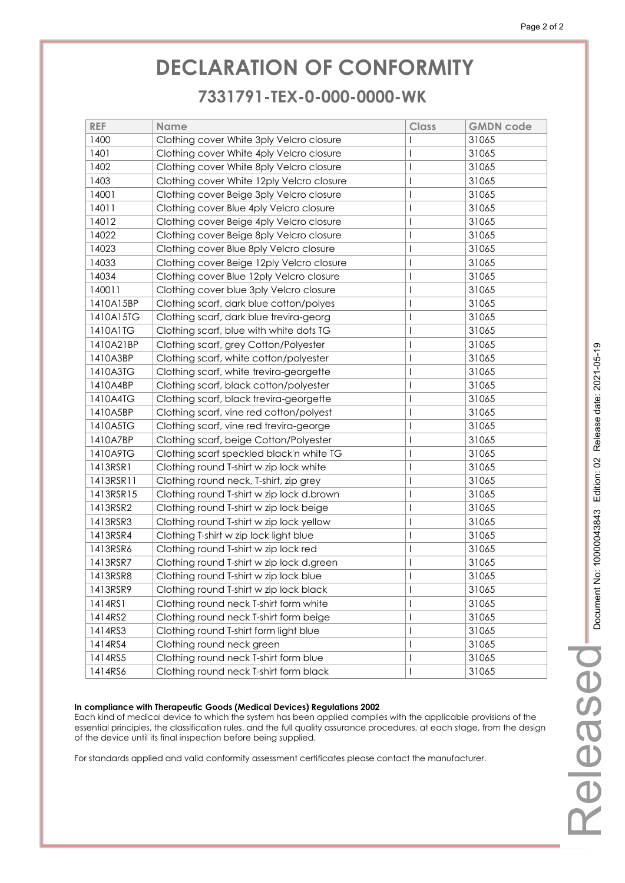# DECLARATION OF CONFORMITY

## 7331791-TEX-0-000-0000-WK

| REF | Name | Class | GMDN code |
|---|---|---|---|
| 1400 | Clothing cover White 3ply Velcro closure | I | 31065 |
| 1401 | Clothing cover White 4ply Velcro closure | I | 31065 |
| 1402 | Clothing cover White 8ply Velcro closure | I | 31065 |
| 1403 | Clothing cover White 12ply Velcro closure | I | 31065 |
| 14001 | Clothing cover Beige 3ply Velcro closure | I | 31065 |
| 14011 | Clothing cover Blue 4ply Velcro closure | I | 31065 |
| 14012 | Clothing cover Beige 4ply Velcro closure | I | 31065 |
| 14022 | Clothing cover Beige 8ply Velcro closure | I | 31065 |
| 14023 | Clothing cover Blue 8ply Velcro closure | I | 31065 |
| 14033 | Clothing cover Beige 12ply Velcro closure | I | 31065 |
| 14034 | Clothing cover Blue 12ply Velcro closure | I | 31065 |
| 140011 | Clothing cover blue 3ply Velcro closure | I | 31065 |
| 1410A15BP | Clothing scarf, dark blue cotton/polyes | I | 31065 |
| 1410A15TG | Clothing scarf, dark blue trevira-georg | I | 31065 |
| 1410A1TG | Clothing scarf, blue with white dots TG | I | 31065 |
| 1410A21BP | Clothing scarf, grey Cotton/Polyester | I | 31065 |
| 1410A3BP | Clothing scarf, white cotton/polyester | I | 31065 |
| 1410A3TG | Clothing scarf, white trevira-georgette | I | 31065 |
| 1410A4BP | Clothing scarf, black cotton/polyester | I | 31065 |
| 1410A4TG | Clothing scarf, black trevira-georgette | I | 31065 |
| 1410A5BP | Clothing scarf, vine red cotton/polyest | I | 31065 |
| 1410A5TG | Clothing scarf, vine red trevira-george | I | 31065 |
| 1410A7BP | Clothing scarf, beige Cotton/Polyester | I | 31065 |
| 1410A9TG | Clothing scarf speckled black'n white TG | I | 31065 |
| 1413RSR1 | Clothing round T-shirt w zip lock white | I | 31065 |
| 1413RSR11 | Clothing round neck, T-shirt, zip grey | I | 31065 |
| 1413RSR15 | Clothing round T-shirt w zip lock d.brown | I | 31065 |
| 1413RSR2 | Clothing round T-shirt w zip lock beige | I | 31065 |
| 1413RSR3 | Clothing round T-shirt w zip lock yellow | I | 31065 |
| 1413RSR4 | Clothing T-shirt w zip lock light blue | I | 31065 |
| 1413RSR6 | Clothing round T-shirt w zip lock red | I | 31065 |
| 1413RSR7 | Clothing round T-shirt w zip lock d.green | I | 31065 |
| 1413RSR8 | Clothing round T-shirt w zip lock blue | I | 31065 |
| 1413RSR9 | Clothing round T-shirt w zip lock black | I | 31065 |
| 1414RS1 | Clothing round neck T-shirt form white | I | 31065 |
| 1414RS2 | Clothing round neck T-shirt form beige | I | 31065 |
| 1414RS3 | Clothing round T-shirt form light blue | I | 31065 |
| 1414RS4 | Clothing round neck green | I | 31065 |
| 1414RS5 | Clothing round neck T-shirt form blue | I | 31065 |
| 1414RS6 | Clothing round neck T-shirt form black | I | 31065 |

**In compliance with Therapeutic Goods (Medical Devices) Regulations 2002**
Each kind of medical device to which the system has been applied complies with the applicable provisions of the essential principles, the classification rules, and the full quality assurance procedures, at each stage, from the design of the device until its final inspection before being supplied.

For standards applied and valid conformity assessment certificates please contact the manufacturer.

Released

Document No: 10000043843 Edition: 02 Release date: 2021-05-19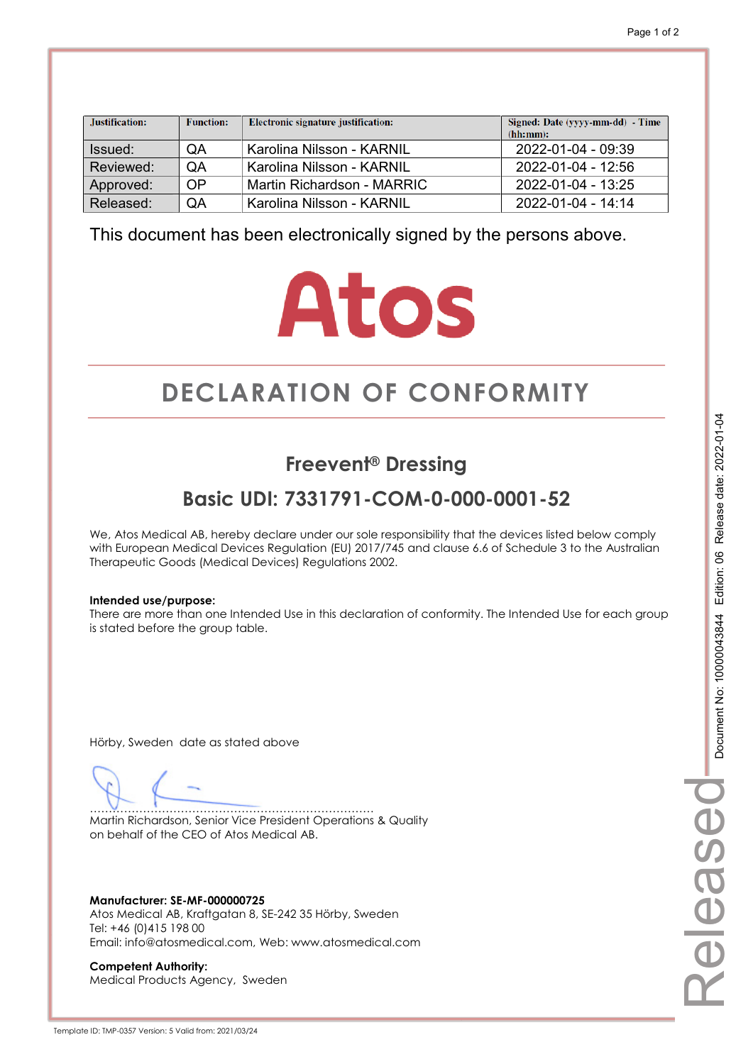| Justification: | Function: | Electronic signature justification: | Signed: Date (yyyy-mm-dd) - Time (hh:mm): |
|---|---|---|---|
| Issued: | QA | Karolina Nilsson - KARNIL | 2022-01-04 - 09:39 |
| Reviewed: | QA | Karolina Nilsson - KARNIL | 2022-01-04 - 12:56 |
| Approved: | OP | Martin Richardson - MARRIC | 2022-01-04 - 13:25 |
| Released: | QA | Karolina Nilsson - KARNIL | 2022-01-04 - 14:14 |

This document has been electronically signed by the persons above.

Atos

# DECLARATION OF CONFORMITY

## Freevent® Dressing

## Basic UDI: 7331791-COM-0-000-0001-52

We, Atos Medical AB, hereby declare under our sole responsibility that the devices listed below comply with European Medical Devices Regulation (EU) 2017/745 and clause 6.6 of Schedule 3 to the Australian Therapeutic Goods (Medical Devices) Regulations 2002.

**Intended use/purpose:**
There are more than one Intended Use in this declaration of conformity. The Intended Use for each group is stated before the group table.

Hörby, Sweden date as stated above

..........................................................................
Martin Richardson, Senior Vice President Operations & Quality
on behalf of the CEO of Atos Medical AB.

**Manufacturer: SE-MF-000000725**
Atos Medical AB, Kraftgatan 8, SE-242 35 Hörby, Sweden
Tel: +46 (0)415 198 00
Email: info@atosmedical.com, Web: www.atosmedical.com

**Competent Authority:**
Medical Products Agency, Sweden

Document No: 100000043844 Edition: 06 Release date: 2022-01-04

Released

Template ID: TMP-0357 Version: 5 Valid from: 2021/03/24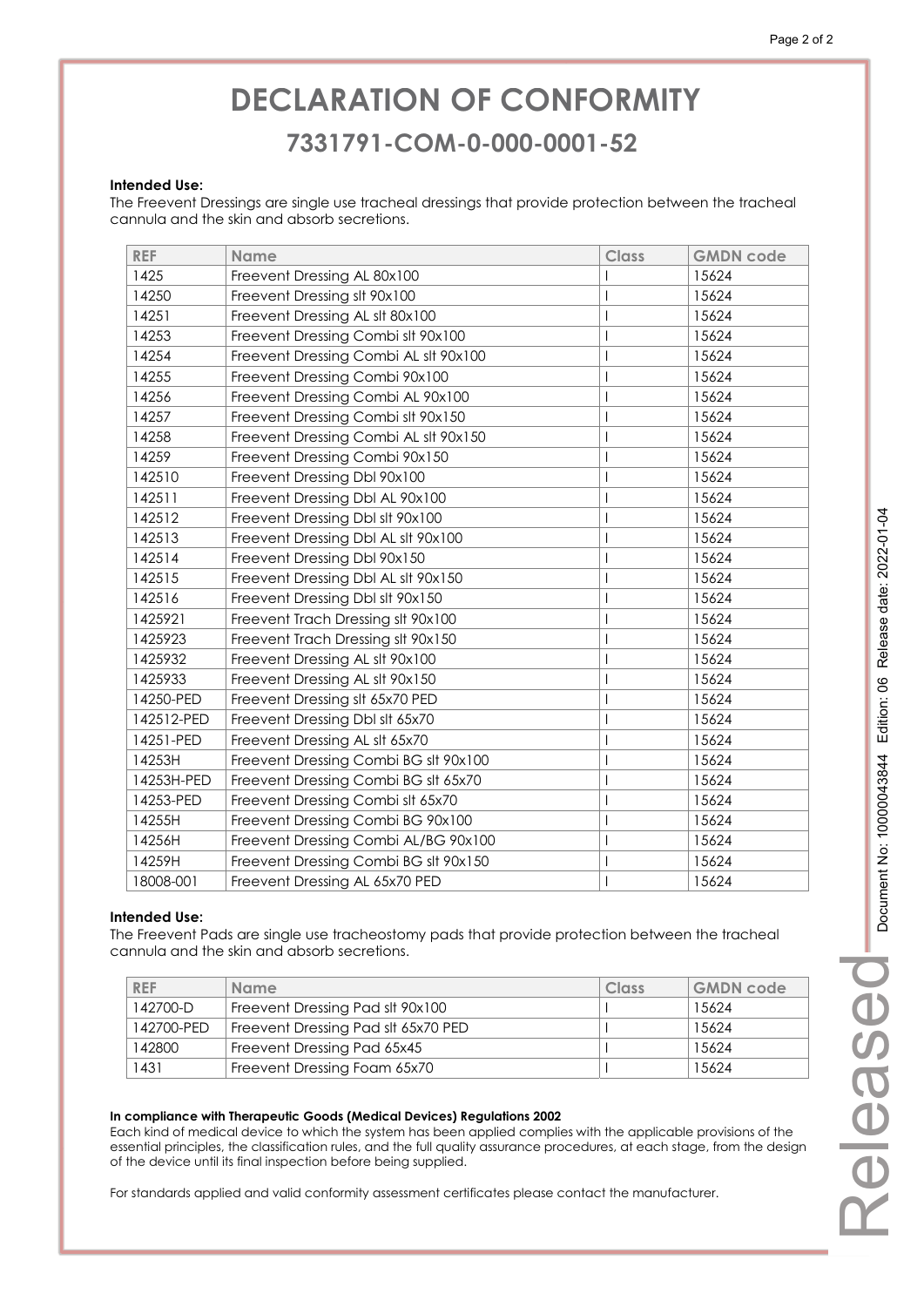# DECLARATION OF CONFORMITY

## 7331791-COM-0-000-0001-52

**Intended Use:**
The Freevent Dressings are single use tracheal dressings that provide protection between the tracheal cannula and the skin and absorb secretions.

| REF | Name | Class | GMDN code |
|---|---|---|---|
| 1425 | Freevent Dressing AL 80x100 | I | 15624 |
| 14250 | Freevent Dressing slt 90x100 | I | 15624 |
| 14251 | Freevent Dressing AL slt 80x100 | I | 15624 |
| 14253 | Freevent Dressing Combi slt 90x100 | I | 15624 |
| 14254 | Freevent Dressing Combi AL slt 90x100 | I | 15624 |
| 14255 | Freevent Dressing Combi 90x100 | I | 15624 |
| 14256 | Freevent Dressing Combi AL 90x100 | I | 15624 |
| 14257 | Freevent Dressing Combi slt 90x150 | I | 15624 |
| 14258 | Freevent Dressing Combi AL slt 90x150 | I | 15624 |
| 14259 | Freevent Dressing Combi 90x150 | I | 15624 |
| 142510 | Freevent Dressing Dbl 90x100 | I | 15624 |
| 142511 | Freevent Dressing Dbl AL 90x100 | I | 15624 |
| 142512 | Freevent Dressing Dbl slt 90x100 | I | 15624 |
| 142513 | Freevent Dressing Dbl AL slt 90x100 | I | 15624 |
| 142514 | Freevent Dressing Dbl 90x150 | I | 15624 |
| 142515 | Freevent Dressing Dbl AL slt 90x150 | I | 15624 |
| 142516 | Freevent Dressing Dbl slt 90x150 | I | 15624 |
| 1425921 | Freevent Trach Dressing slt 90x100 | I | 15624 |
| 1425923 | Freevent Trach Dressing slt 90x150 | I | 15624 |
| 1425932 | Freevent Dressing AL slt 90x100 | I | 15624 |
| 1425933 | Freevent Dressing AL slt 90x150 | I | 15624 |
| 14250-PED | Freevent Dressing slt 65x70 PED | I | 15624 |
| 142512-PED | Freevent Dressing Dbl slt 65x70 | I | 15624 |
| 14251-PED | Freevent Dressing AL slt 65x70 | I | 15624 |
| 14253H | Freevent Dressing Combi BG slt 90x100 | I | 15624 |
| 14253H-PED | Freevent Dressing Combi BG slt 65x70 | I | 15624 |
| 14253-PED | Freevent Dressing Combi slt 65x70 | I | 15624 |
| 14255H | Freevent Dressing Combi BG 90x100 | I | 15624 |
| 14256H | Freevent Dressing Combi AL/BG 90x100 | I | 15624 |
| 14259H | Freevent Dressing Combi BG slt 90x150 | I | 15624 |
| 18008-001 | Freevent Dressing AL 65x70 PED | I | 15624 |

**Intended Use:**
The Freevent Pads are single use tracheostomy pads that provide protection between the tracheal cannula and the skin and absorb secretions.

| REF | Name | Class | GMDN code |
|---|---|---|---|
| 142700-D | Freevent Dressing Pad slt 90x100 | I | 15624 |
| 142700-PED | Freevent Dressing Pad slt 65x70 PED | I | 15624 |
| 142800 | Freevent Dressing Pad 65x45 | I | 15624 |
| 1431 | Freevent Dressing Foam 65x70 | I | 15624 |

**In compliance with Therapeutic Goods (Medical Devices) Regulations 2002**
Each kind of medical device to which the system has been applied complies with the applicable provisions of the essential principles, the classification rules, and the full quality assurance procedures, at each stage, from the design of the device until its final inspection before being supplied.

For standards applied and valid conformity assessment certificates please contact the manufacturer.

Released

Document No: 1000043844 Edition: 06 Release date: 2022-01-04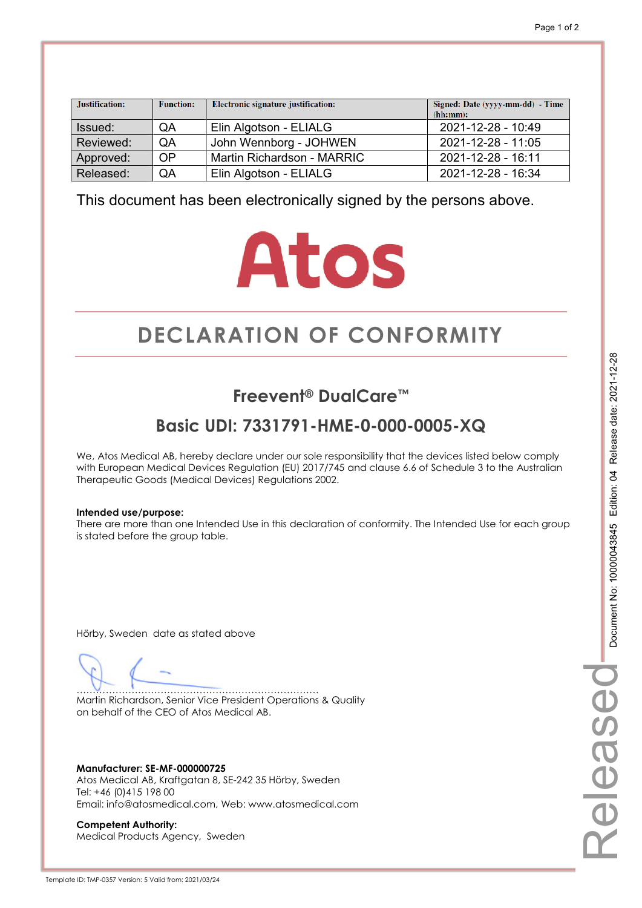| Justification: | Function: | Electronic signature justification: | Signed: Date (yyyy-mm-dd) - Time (hh:mm): |
|---|---|---|---|
| Issued: | QA | Elin Algotson - ELIALG | 2021-12-28 - 10:49 |
| Reviewed: | QA | John Wennborg - JOHWEN | 2021-12-28 - 11:05 |
| Approved: | OP | Martin Richardson - MARRIC | 2021-12-28 - 16:11 |
| Released: | QA | Elin Algotson - ELIALG | 2021-12-28 - 16:34 |

This document has been electronically signed by the persons above.

Atos

# DECLARATION OF CONFORMITY

## Freevent® DualCare™

## Basic UDI: 7331791-HME-0-000-0005-XQ

We, Atos Medical AB, hereby declare under our sole responsibility that the devices listed below comply with European Medical Devices Regulation (EU) 2017/745 and clause 6.6 of Schedule 3 to the Australian Therapeutic Goods (Medical Devices) Regulations 2002.

**Intended use/purpose:**
There are more than one Intended Use in this declaration of conformity. The Intended Use for each group is stated before the group table.

Hörby, Sweden date as stated above

........................................................................
Martin Richardson, Senior Vice President Operations & Quality
on behalf of the CEO of Atos Medical AB.

**Manufacturer: SE-MF-000000725**
Atos Medical AB, Kraftgatan 8, SE-242 35 Hörby, Sweden
Tel: +46 (0)415 198 00
Email: info@atosmedical.com, Web: www.atosmedical.com

**Competent Authority:**
Medical Products Agency, Sweden

Document No: 10000043845 Edition: 04 Release date: 2021-12-28

Released

Template ID: TMP-0357 Version: 5 Valid from: 2021/03/24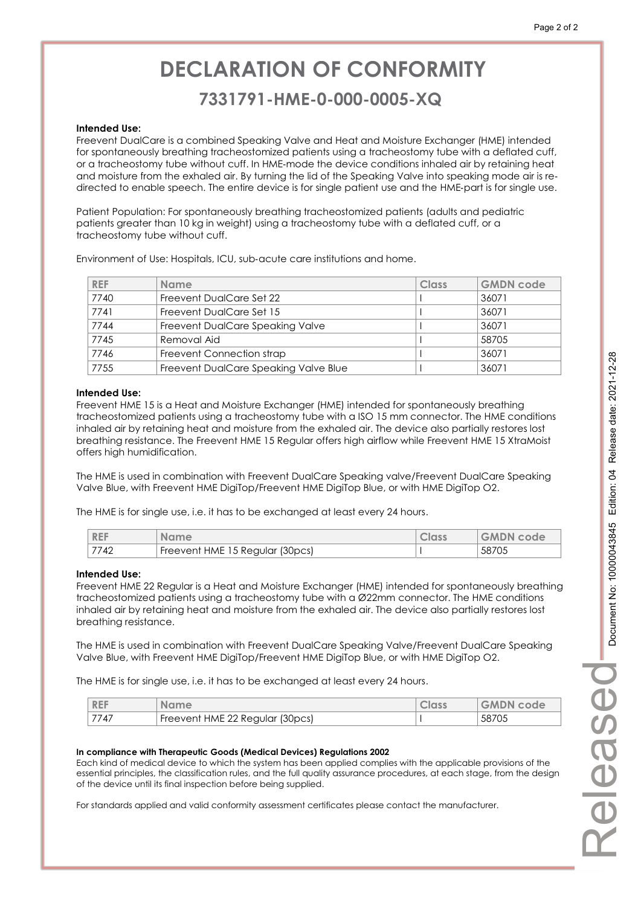# DECLARATION OF CONFORMITY

## 7331791-HME-0-000-0005-XQ

**Intended Use:**
Freevent DualCare is a combined Speaking Valve and Heat and Moisture Exchanger (HME) intended for spontaneously breathing tracheostomized patients using a tracheostomy tube with a deflated cuff, or a tracheostomy tube without cuff. In HME-mode the device conditions inhaled air by retaining heat and moisture from the exhaled air. By turning the lid of the Speaking Valve into speaking mode air is re-directed to enable speech. The entire device is for single patient use and the HME-part is for single use.

Patient Population: For spontaneously breathing tracheostomized patients (adults and pediatric patients greater than 10 kg in weight) using a tracheostomy tube with a deflated cuff, or a tracheostomy tube without cuff.

Environment of Use: Hospitals, ICU, sub-acute care institutions and home.

| REF | Name | Class | GMDN code |
|---|---|---|---|
| 7740 | Freevent DualCare Set 22 | I | 36071 |
| 7741 | Freevent DualCare Set 15 | I | 36071 |
| 7744 | Freevent DualCare Speaking Valve | I | 36071 |
| 7745 | Removal Aid | I | 58705 |
| 7746 | Freevent Connection strap | I | 36071 |
| 7755 | Freevent DualCare Speaking Valve Blue | I | 36071 |

**Intended Use:**
Freevent HME 15 is a Heat and Moisture Exchanger (HME) intended for spontaneously breathing tracheostomized patients using a tracheostomy tube with a ISO 15 mm connector. The HME conditions inhaled air by retaining heat and moisture from the exhaled air. The device also partially restores lost breathing resistance. The Freevent HME 15 Regular offers high airflow while Freevent HME 15 XtraMoist offers high humidification.

The HME is used in combination with Freevent DualCare Speaking valve/Freevent DualCare Speaking Valve Blue, with Freevent HME DigiTop/Freevent HME DigiTop Blue, or with HME DigiTop O2.

The HME is for single use, i.e. it has to be exchanged at least every 24 hours.

| REF | Name | Class | GMDN code |
|---|---|---|---|
| 7742 | Freevent HME 15 Regular (30pcs) | I | 58705 |

**Intended Use:**
Freevent HME 22 Regular is a Heat and Moisture Exchanger (HME) intended for spontaneously breathing tracheostomized patients using a tracheostomy tube with a Ø22mm connector. The HME conditions inhaled air by retaining heat and moisture from the exhaled air. The device also partially restores lost breathing resistance.

The HME is used in combination with Freevent DualCare Speaking Valve/Freevent DualCare Speaking Valve Blue, with Freevent HME DigiTop/Freevent HME DigiTop Blue, or with HME DigiTop O2.

The HME is for single use, i.e. it has to be exchanged at least every 24 hours.

| REF | Name | Class | GMDN code |
|---|---|---|---|
| 7747 | Freevent HME 22 Regular (30pcs) | I | 58705 |

**In compliance with Therapeutic Goods (Medical Devices) Regulations 2002**
Each kind of medical device to which the system has been applied complies with the applicable provisions of the essential principles, the classification rules, and the full quality assurance procedures, at each stage, from the design of the device until its final inspection before being supplied.

For standards applied and valid conformity assessment certificates please contact the manufacturer.

Document No: 10000043845 Edition: 04 Release date: 2021-12-28

Released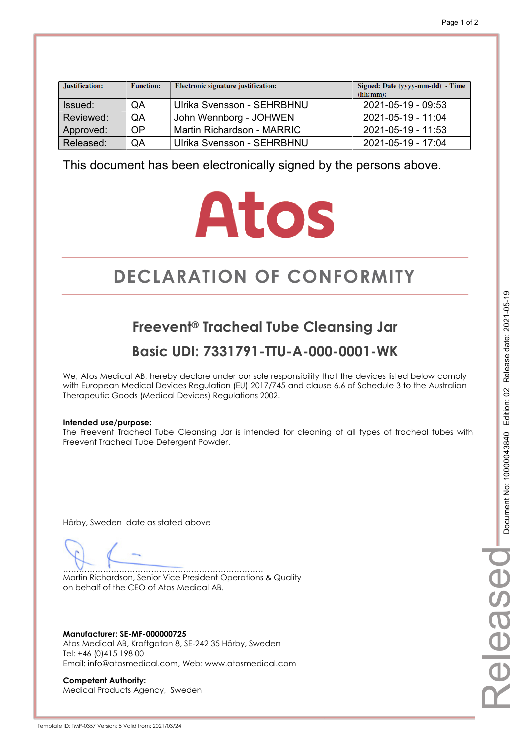| Justification: | Function: | Electronic signature justification: | Signed: Date (yyyy-mm-dd) - Time (hh:mm): |
|---|---|---|---|
| Issued: | QA | Ulrika Svensson - SEHRBHNU | 2021-05-19 - 09:53 |
| Reviewed: | QA | John Wennborg - JOHWEN | 2021-05-19 - 11:04 |
| Approved: | OP | Martin Richardson - MARRIC | 2021-05-19 - 11:53 |
| Released: | QA | Ulrika Svensson - SEHRBHNU | 2021-05-19 - 17:04 |

This document has been electronically signed by the persons above.

Atos

# DECLARATION OF CONFORMITY

## Freevent® Tracheal Tube Cleansing Jar

## Basic UDI: 7331791-TTU-A-000-0001-WK

We, Atos Medical AB, hereby declare under our sole responsibility that the devices listed below comply with European Medical Devices Regulation (EU) 2017/745 and clause 6.6 of Schedule 3 to the Australian Therapeutic Goods (Medical Devices) Regulations 2002.

**Intended use/purpose:**
The Freevent Tracheal Tube Cleansing Jar is intended for cleaning of all types of tracheal tubes with Freevent Tracheal Tube Detergent Powder.

Hörby, Sweden date as stated above

.........................................................................
Martin Richardson, Senior Vice President Operations & Quality
on behalf of the CEO of Atos Medical AB.

**Manufacturer: SE-MF-000000725**
Atos Medical AB, Kraftgatan 8, SE-242 35 Hörby, Sweden
Tel: +46 (0)415 198 00
Email: info@atosmedical.com, Web: www.atosmedical.com

**Competent Authority:**
Medical Products Agency, Sweden

Document No: 10000043840 Edition: 02 Release date: 2021-05-19

Released

Template ID: TMP-0357 Version: 5 Valid from: 2021/03/24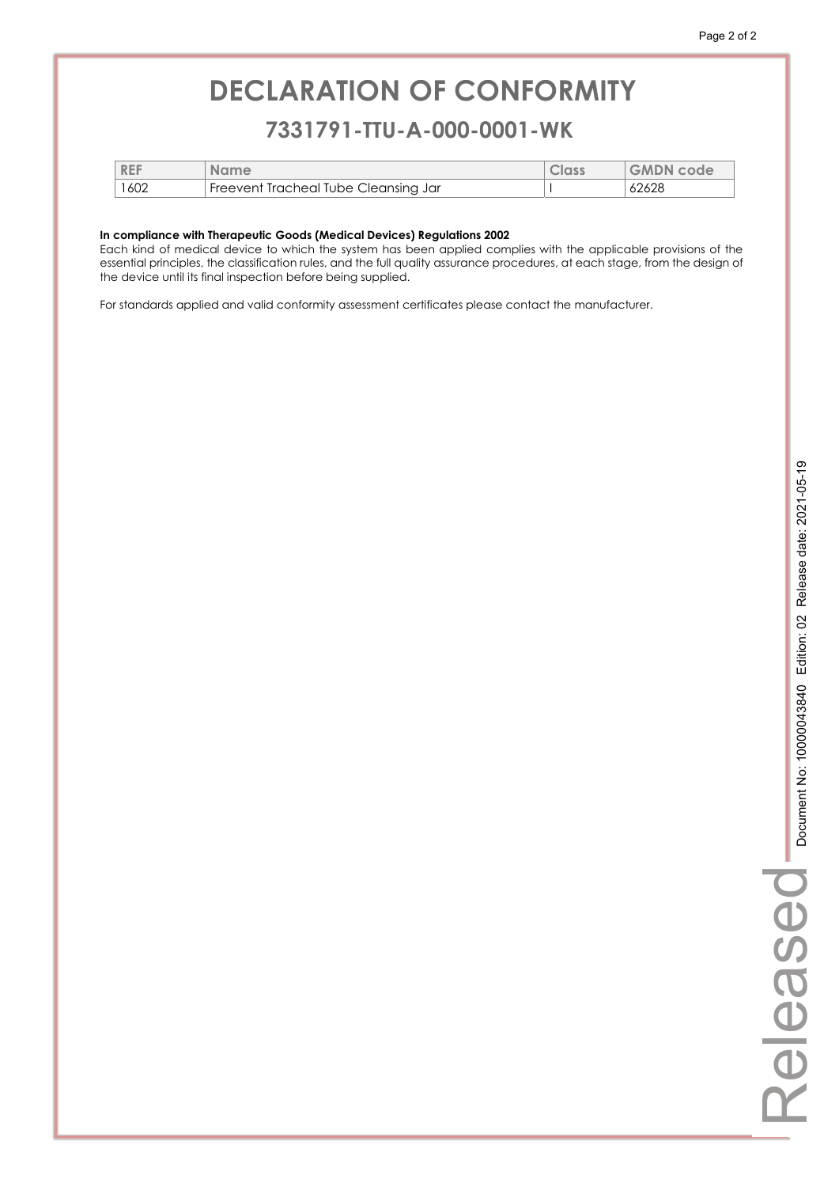# DECLARATION OF CONFORMITY

## 7331791-TTU-A-000-0001-WK

| REF | Name | Class | GMDN code |
|---|---|---|---|
| 1602 | Freevent Tracheal Tube Cleansing Jar | I | 62628 |

**In compliance with Therapeutic Goods (Medical Devices) Regulations 2002**
Each kind of medical device to which the system has been applied complies with the applicable provisions of the essential principles, the classification rules, and the full quality assurance procedures, at each stage, from the design of the device until its final inspection before being supplied.

For standards applied and valid conformity assessment certificates please contact the manufacturer.

Released Document No: 10000043840 Edition: 02 Release date: 2021-05-19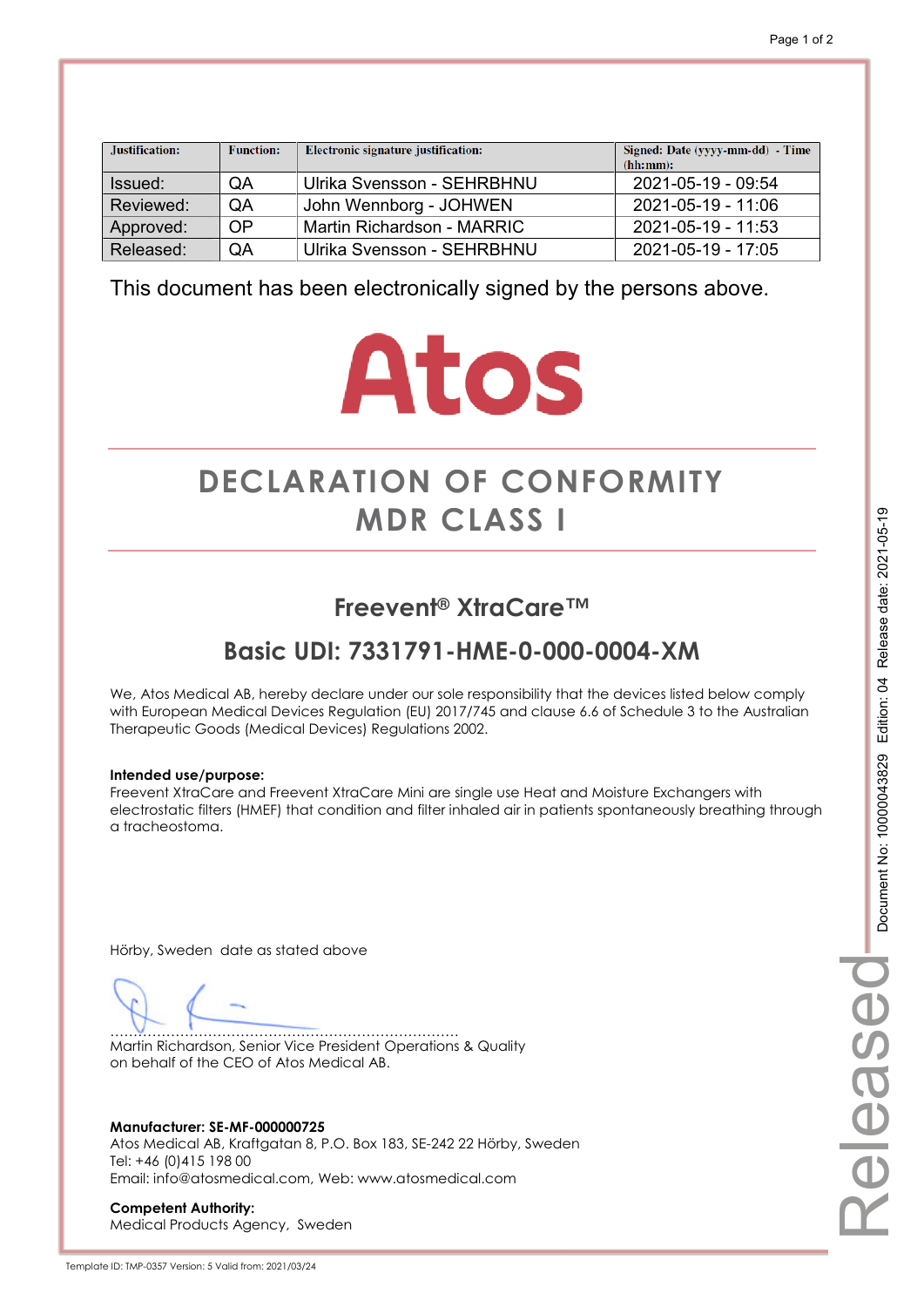| Justification: | Function: | Electronic signature justification: | Signed: Date (yyyy-mm-dd) - Time (hh:mm): |
|---|---|---|---|
| Issued: | QA | Ulrika Svensson - SEHRBHNU | 2021-05-19 - 09:54 |
| Reviewed: | QA | John Wennborg - JOHWEN | 2021-05-19 - 11:06 |
| Approved: | OP | Martin Richardson - MARRIC | 2021-05-19 - 11:53 |
| Released: | QA | Ulrika Svensson - SEHRBHNU | 2021-05-19 - 17:05 |

This document has been electronically signed by the persons above.

Atos

# DECLARATION OF CONFORMITY MDR CLASS I

## Freevent® XtraCare™

## Basic UDI: 7331791-HME-0-000-0004-XM

We, Atos Medical AB, hereby declare under our sole responsibility that the devices listed below comply with European Medical Devices Regulation (EU) 2017/745 and clause 6.6 of Schedule 3 to the Australian Therapeutic Goods (Medical Devices) Regulations 2002.

**Intended use/purpose:**
Freevent XtraCare and Freevent XtraCare Mini are single use Heat and Moisture Exchangers with electrostatic filters (HMEF) that condition and filter inhaled air in patients spontaneously breathing through a tracheostoma.

Hörby, Sweden date as stated above

.........................................................................
Martin Richardson, Senior Vice President Operations & Quality
on behalf of the CEO of Atos Medical AB.

**Manufacturer: SE-MF-000000725**
Atos Medical AB, Kraftgatan 8, P.O. Box 183, SE-242 22 Hörby, Sweden
Tel: +46 (0)415 198 00
Email: info@atosmedical.com, Web: www.atosmedical.com

**Competent Authority:**
Medical Products Agency, Sweden

Document No: 10000043829 Edition: 04 Release date: 2021-05-19

Released

Template ID: TMP-0357 Version: 5 Valid from: 2021/03/24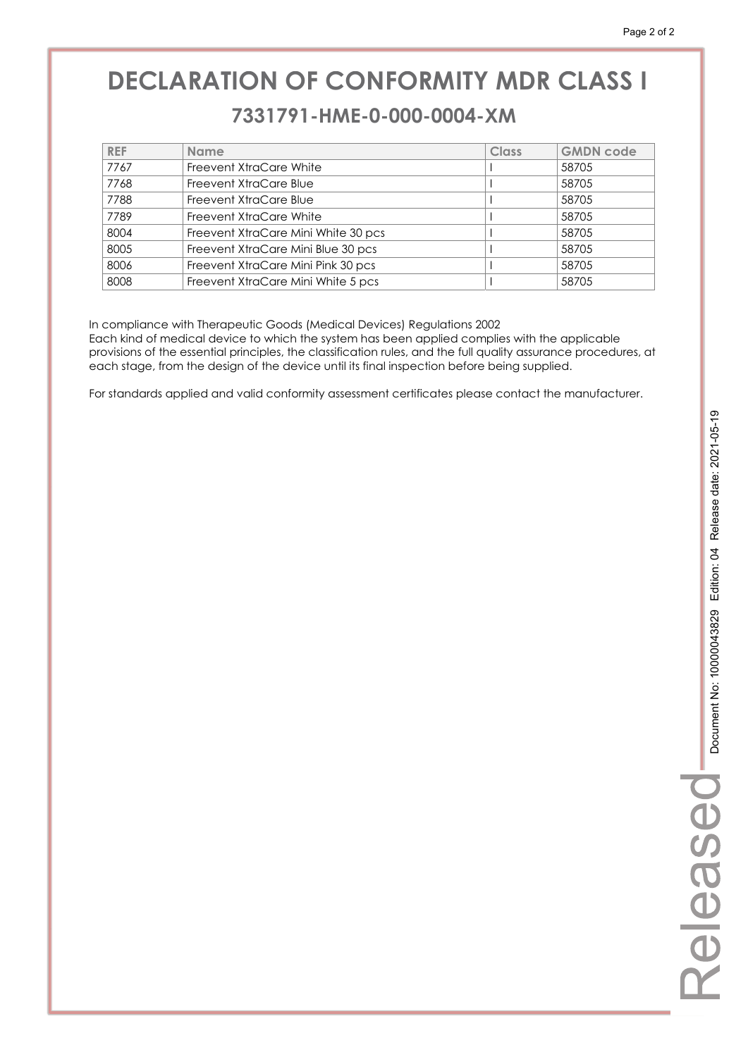# DECLARATION OF CONFORMITY MDR CLASS I

## 7331791-HME-0-000-0004-XM

| REF | Name | Class | GMDN code |
|---|---|---|---|
| 7767 | Freevent XtraCare White | I | 58705 |
| 7768 | Freevent XtraCare Blue | I | 58705 |
| 7788 | Freevent XtraCare Blue | I | 58705 |
| 7789 | Freevent XtraCare White | I | 58705 |
| 8004 | Freevent XtraCare Mini White 30 pcs | I | 58705 |
| 8005 | Freevent XtraCare Mini Blue 30 pcs | I | 58705 |
| 8006 | Freevent XtraCare Mini Pink 30 pcs | I | 58705 |
| 8008 | Freevent XtraCare Mini White 5 pcs | I | 58705 |

In compliance with Therapeutic Goods (Medical Devices) Regulations 2002
Each kind of medical device to which the system has been applied complies with the applicable provisions of the essential principles, the classification rules, and the full quality assurance procedures, at each stage, from the design of the device until its final inspection before being supplied.

For standards applied and valid conformity assessment certificates please contact the manufacturer.

Released Document No: 10000043829 Edition: 04 Release date: 2021-05-19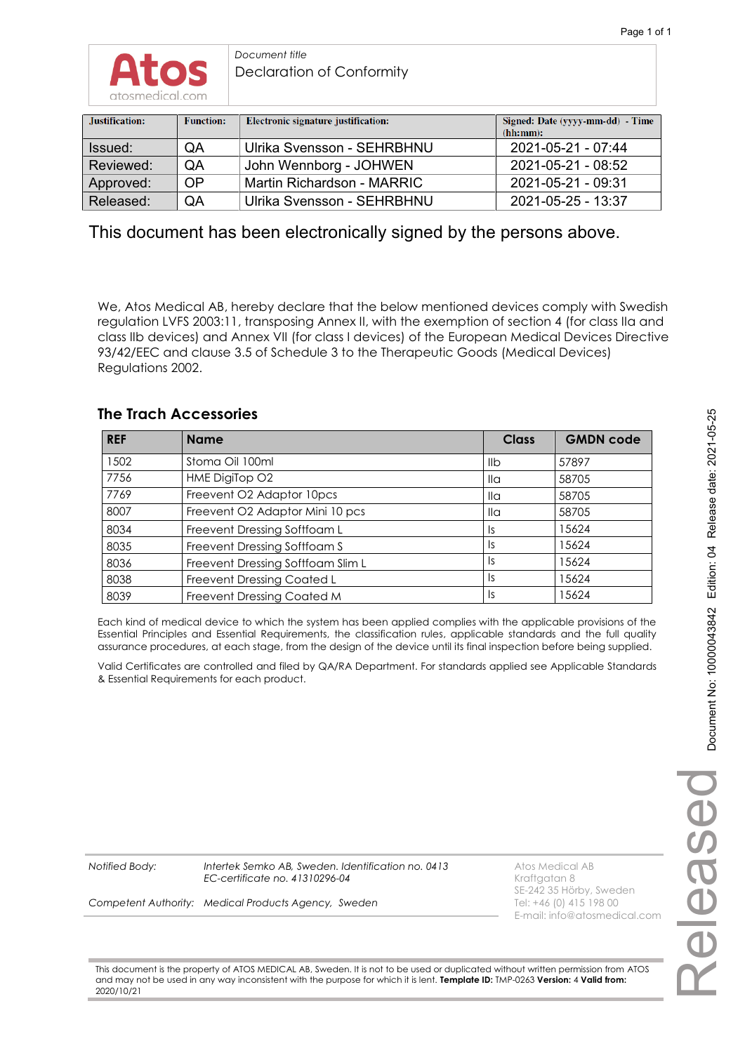Document title

Declaration of Conformity

| Justification: | Function: | Electronic signature justification: | Signed: Date (yyyy-mm-dd) - Time (hh:mm): |
|---|---|---|---|
| Issued: | QA | Ulrika Svensson - SEHRBHNU | 2021-05-21 - 07:44 |
| Reviewed: | QA | John Wennborg - JOHWEN | 2021-05-21 - 08:52 |
| Approved: | OP | Martin Richardson - MARRIC | 2021-05-21 - 09:31 |
| Released: | QA | Ulrika Svensson - SEHRBHNU | 2021-05-25 - 13:37 |

This document has been electronically signed by the persons above.

We, Atos Medical AB, hereby declare that the below mentioned devices comply with Swedish regulation LVFS 2003:11, transposing Annex II, with the exemption of section 4 (for class IIa and class IIb devices) and Annex VII (for class I devices) of the European Medical Devices Directive 93/42/EEC and clause 3.5 of Schedule 3 to the Therapeutic Goods (Medical Devices) Regulations 2002.

## The Trach Accessories

| REF | Name | Class | GMDN code |
|---|---|---|---|
| 1502 | Stoma Oil 100ml | IIb | 57897 |
| 7756 | HME DigiTop O2 | IIa | 58705 |
| 7769 | Freevent O2 Adaptor 10pcs | IIa | 58705 |
| 8007 | Freevent O2 Adaptor Mini 10 pcs | IIa | 58705 |
| 8034 | Freevent Dressing Soffoam L | Is | 15624 |
| 8035 | Freevent Dressing Soffoam S | Is | 15624 |
| 8036 | Freevent Dressing Soffoam Slim L | Is | 15624 |
| 8038 | Freevent Dressing Coated L | Is | 15624 |
| 8039 | Freevent Dressing Coated M | Is | 15624 |

Each kind of medical device to which the system has been applied complies with the applicable provisions of the Essential Principles and Essential Requirements, the classification rules, applicable standards and the full quality assurance procedures, at each stage, from the design of the device until its final inspection before being supplied.

Valid Certificates are controlled and filed by QA/RA Department. For standards applied see Applicable Standards & Essential Requirements for each product.

*Notified Body:* *Intertek Semko AB, Sweden. Identification no. 0413*
*EC-certificate no. 41310296-04*

*Competent Authority:* *Medical Products Agency, Sweden*

Atos Medical AB
Kraftgatan 8
SE-242 35 Hörby, Sweden
Tel: +46 (0) 415 198 00
E-mail: info@atosmedical.com

This document is the property of ATOS MEDICAL AB, Sweden. It is not to be used or duplicated without written permission from ATOS and may not be used in any way inconsistent with the purpose for which it is lent. **Template ID:** TMP-0263 **Version:** 4 **Valid from:** 2020/10/21

Document No: 10000043842 Edition: 04 Release date: 2021-05-25

Released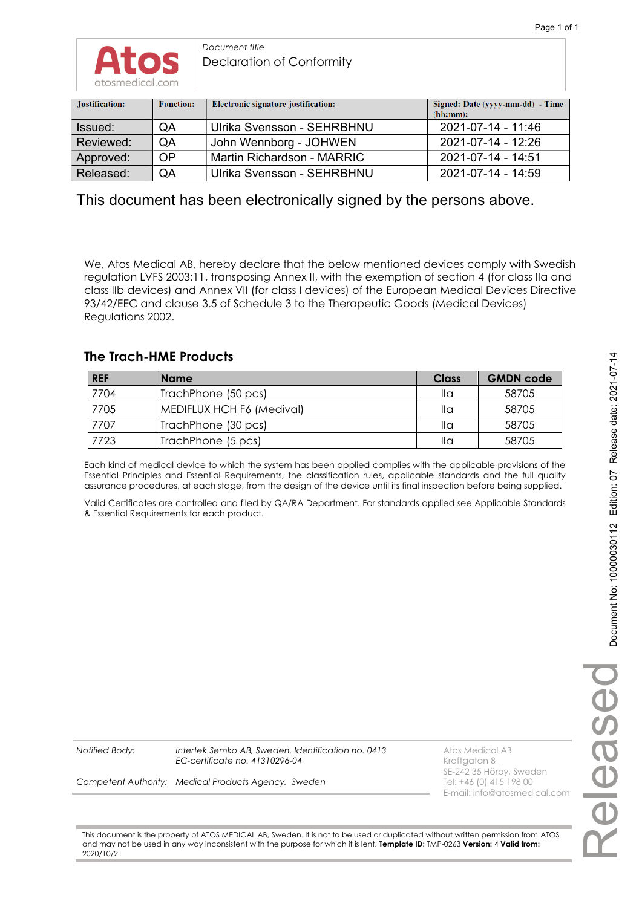Document title
Declaration of Conformity

| Justification: | Function: | Electronic signature justification: | Signed: Date (yyyy-mm-dd) - Time (hh:mm): |
|---|---|---|---|
| Issued: | QA | Ulrika Svensson - SEHRBHNU | 2021-07-14 - 11:46 |
| Reviewed: | QA | John Wennborg - JOHWEN | 2021-07-14 - 12:26 |
| Approved: | OP | Martin Richardson - MARRIC | 2021-07-14 - 14:51 |
| Released: | QA | Ulrika Svensson - SEHRBHNU | 2021-07-14 - 14:59 |

This document has been electronically signed by the persons above.

We, Atos Medical AB, hereby declare that the below mentioned devices comply with Swedish regulation LVFS 2003:11, transposing Annex II, with the exemption of section 4 (for class IIa and class IIb devices) and Annex VII (for class I devices) of the European Medical Devices Directive 93/42/EEC and clause 3.5 of Schedule 3 to the Therapeutic Goods (Medical Devices) Regulations 2002.

## The Trach-HME Products

| REF | Name | Class | GMDN code |
|---|---|---|---|
| 7704 | TrachPhone (50 pcs) | IIa | 58705 |
| 7705 | MEDIFLUX HCH F6 (Medival) | IIa | 58705 |
| 7707 | TrachPhone (30 pcs) | IIa | 58705 |
| 7723 | TrachPhone (5 pcs) | IIa | 58705 |

Each kind of medical device to which the system has been applied complies with the applicable provisions of the Essential Principles and Essential Requirements, the classification rules, applicable standards and the full quality assurance procedures, at each stage, from the design of the device until its final inspection before being supplied.

Valid Certificates are controlled and filed by QA/RA Department. For standards applied see Applicable Standards & Essential Requirements for each product.

*Notified Body:* *Intertek Semko AB, Sweden. Identification no. 0413*
*EC-certificate no. 41310296-04*

*Competent Authority:* *Medical Products Agency, Sweden*

Atos Medical AB
Kraftgatan 8
SE-242 35 Hörby, Sweden
Tel: +46 (0) 415 198 00
E-mail: info@atosmedical.com

This document is the property of ATOS MEDICAL AB, Sweden. It is not to be used or duplicated without written permission from ATOS and may not be used in any way inconsistent with the purpose for which it is lent. **Template ID:** TMP-0263 **Version:** 4 **Valid from:** 2020/10/21

Document No: 10000030112 Edition: 07 Release date: 2021-07-14

Released